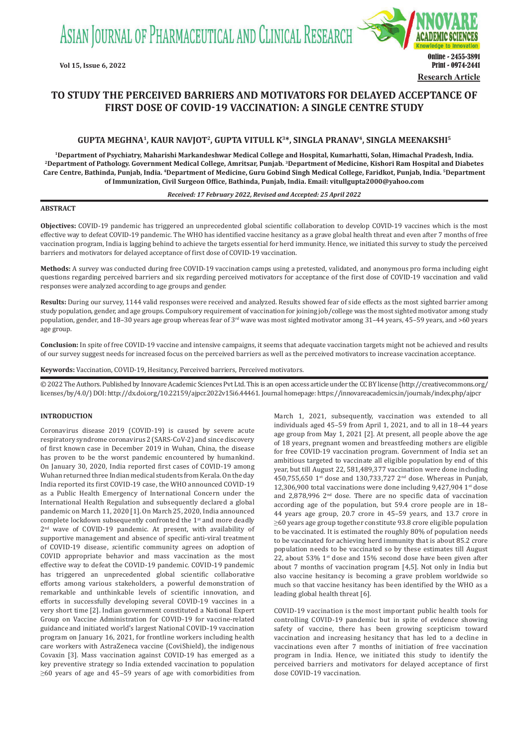Research Article

# TO STUDY THE PERCEIVED BARRIERS AND MOTIVATORS FOR DELAYED ACCEPTANCE OF FIRST DOSE OF COVID-19 VACCINATION: A SINGLE CENTRE STUDY

**GUPTA MEGHNA[1], KAUR NAVJOT[2], GUPTA VITULL K[3]\*, SINGLA PRANAV[4], SINGLA MEENAKSHI[5]**

[1]Department of Psychiatry, Maharishi Markandeshwar Medical College and Hospital, Kumarhatti, Solan, Himachal Pradesh, India. [2]Department of Pathology. Government Medical College, Amritsar, Punjab. [3]Department of Medicine, Kishori Ram Hospital and Diabetes Care Centre, Bathinda, Punjab, India. [4]Department of Medicine, Guru Gobind Singh Medical College, Faridkot, Punjab, India. [5]Department of Immunization, Civil Surgeon Office, Bathinda, Punjab, India. Email: vitullgupta2000@yahoo.com

*Received: 17 February 2022, Revised and Accepted: 25 April 2022*

## ABSTRACT

**Objectives:** COVID-19 pandemic has triggered an unprecedented global scientific collaboration to develop COVID-19 vaccines which is the most effective way to defeat COVID-19 pandemic. The WHO has identified vaccine hesitancy as a grave global health threat and even after 7 months of free vaccination program, India is lagging behind to achieve the targets essential for herd immunity. Hence, we initiated this survey to study the perceived barriers and motivators for delayed acceptance of first dose of COVID-19 vaccination.

**Methods:** A survey was conducted during free COVID-19 vaccination camps using a pretested, validated, and anonymous pro forma including eight questions regarding perceived barriers and six regarding perceived motivators for acceptance of the first dose of COVID-19 vaccination and valid responses were analyzed according to age groups and gender.

**Results:** During our survey, 1144 valid responses were received and analyzed. Results showed fear of side effects as the most sighted barrier among study population, gender, and age groups. Compulsory requirement of vaccination for joining job/college was the most sighted motivator among study population, gender, and 18–30 years age group whereas fear of 3rd wave was most sighted motivator among 31–44 years, 45–59 years, and >60 years age group.

**Conclusion:** In spite of free COVID-19 vaccine and intensive campaigns, it seems that adequate vaccination targets might not be achieved and results of our survey suggest needs for increased focus on the perceived barriers as well as the perceived motivators to increase vaccination acceptance.

**Keywords:** Vaccination, COVID-19, Hesitancy, Perceived barriers, Perceived motivators.

© 2022 The Authors. Published by Innovare Academic Sciences Pvt Ltd. This is an open access article under the CC BY license (http://creativecommons.org/licenses/by/4.0/) DOI: http://dx.doi.org/10.22159/ajpcr.2022v15i6.44461. Journal homepage: https://innovareacademics.in/journals/index.php/ajpcr

## INTRODUCTION

Coronavirus disease 2019 (COVID-19) is caused by severe acute respiratory syndrome coronavirus 2 (SARS-CoV-2) and since discovery of first known case in December 2019 in Wuhan, China, the disease has proven to be the worst pandemic encountered by humankind. On January 30, 2020, India reported first cases of COVID-19 among Wuhan returned three Indian medical students from Kerala. On the day India reported its first COVID-19 case, the WHO announced COVID-19 as a Public Health Emergency of International Concern under the International Health Regulation and subsequently declared a global pandemic on March 11, 2020 [1]. On March 25, 2020, India announced complete lockdown subsequently confronted the 1st and more deadly 2nd wave of COVID-19 pandemic. At present, with availability of supportive management and absence of specific anti-viral treatment of COVID-19 disease, scientific community agrees on adoption of COVID appropriate behavior and mass vaccination as the most effective way to defeat the COVID-19 pandemic. COVID-19 pandemic has triggered an unprecedented global scientific collaborative efforts among various stakeholders, a powerful demonstration of remarkable and unthinkable levels of scientific innovation, and efforts in successfully developing several COVID-19 vaccines in a very short time [2]. Indian government constituted a National Expert Group on Vaccine Administration for COVID-19 for vaccine-related guidance and initiated world's largest National COVID-19 vaccination program on January 16, 2021, for frontline workers including health care workers with AstraZeneca vaccine (CoviShield), the indigenous Covaxin [3]. Mass vaccination against COVID-19 has emerged as a key preventive strategy so India extended vaccination to population ≥60 years of age and 45–59 years of age with comorbidities from March 1, 2021, subsequently, vaccination was extended to all individuals aged 45–59 from April 1, 2021, and to all in 18–44 years age group from May 1, 2021 [2]. At present, all people above the age of 18 years, pregnant women and breastfeeding mothers are eligible for free COVID-19 vaccination program. Government of India set an ambitious targeted to vaccinate all eligible population by end of this year, but till August 22, 581,489,377 vaccination were done including 450,755,650 1st dose and 130,733,727 2nd dose. Whereas in Punjab, 12,306,900 total vaccinations were done including 9,427,904 1st dose and 2,878,996 2nd dose. There are no specific data of vaccination according age of the population, but 59.4 crore people are in 18–44 years age group, 20.7 crore in 45–59 years, and 13.7 crore in ≥60 years age group together constitute 93.8 crore eligible population to be vaccinated. It is estimated the roughly 80% of population needs to be vaccinated for achieving herd immunity that is about 85.2 crore population needs to be vaccinated so by these estimates till August 22, about 53% 1st dose and 15% second dose have been given after about 7 months of vaccination program [4,5]. Not only in India but also vaccine hesitancy is becoming a grave problem worldwide so much so that vaccine hesitancy has been identified by the WHO as a leading global health threat [6].

COVID-19 vaccination is the most important public health tools for controlling COVID-19 pandemic but in spite of evidence showing safety of vaccine, there has been growing scepticism toward vaccination and increasing hesitancy that has led to a decline in vaccinations even after 7 months of initiation of free vaccination program in India. Hence, we initiated this study to identify the perceived barriers and motivators for delayed acceptance of first dose COVID-19 vaccination.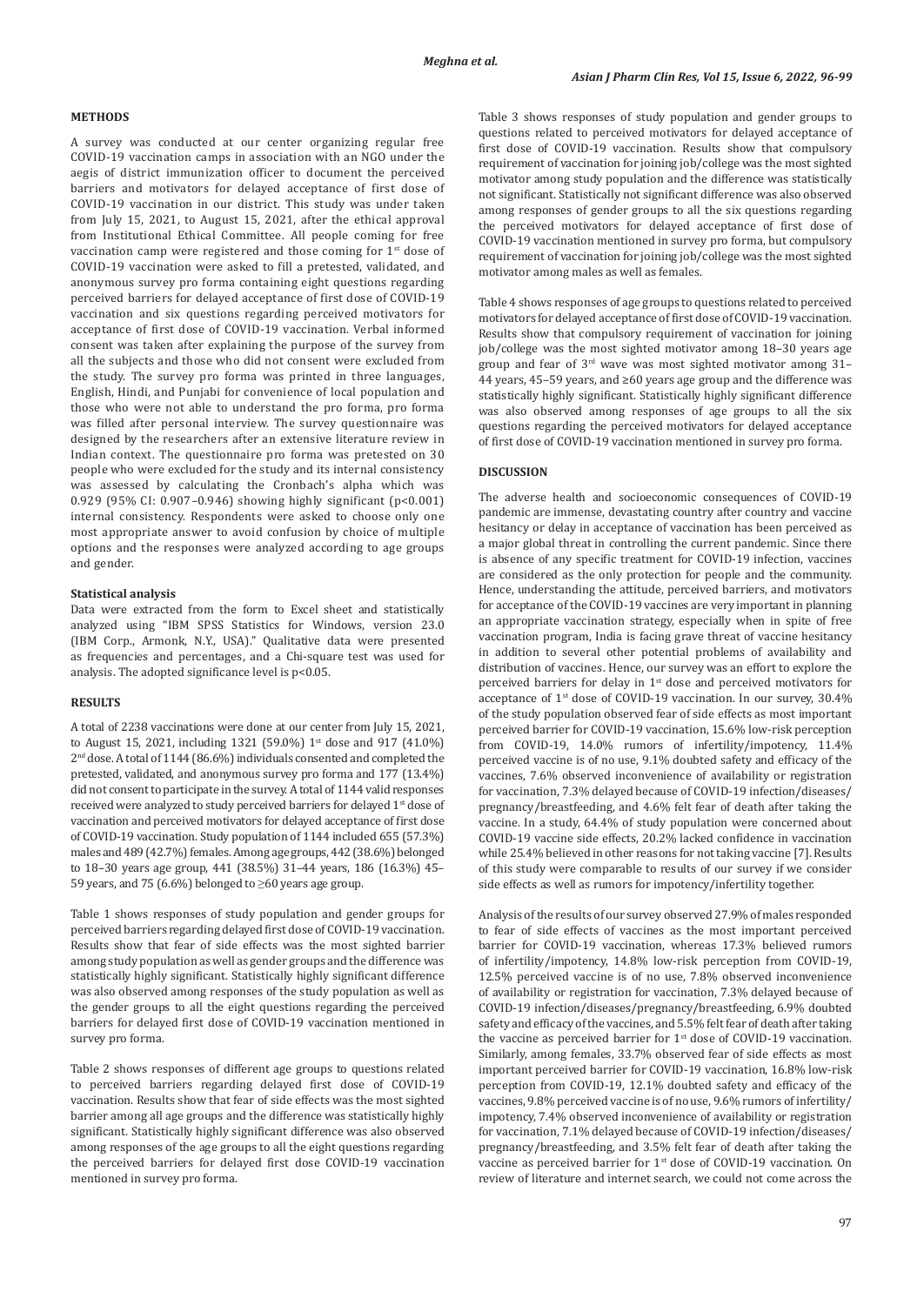## METHODS

A survey was conducted at our center organizing regular free COVID-19 vaccination camps in association with an NGO under the aegis of district immunization officer to document the perceived barriers and motivators for delayed acceptance of first dose of COVID-19 vaccination in our district. This study was under taken from July 15, 2021, to August 15, 2021, after the ethical approval from Institutional Ethical Committee. All people coming for free vaccination camp were registered and those coming for 1st dose of COVID-19 vaccination were asked to fill a pretested, validated, and anonymous survey pro forma containing eight questions regarding perceived barriers for delayed acceptance of first dose of COVID-19 vaccination and six questions regarding perceived motivators for acceptance of first dose of COVID-19 vaccination. Verbal informed consent was taken after explaining the purpose of the survey from all the subjects and those who did not consent were excluded from the study. The survey pro forma was printed in three languages, English, Hindi, and Punjabi for convenience of local population and those who were not able to understand the pro forma, pro forma was filled after personal interview. The survey questionnaire was designed by the researchers after an extensive literature review in Indian context. The questionnaire pro forma was pretested on 30 people who were excluded for the study and its internal consistency was assessed by calculating the Cronbach's alpha which was 0.929 (95% CI: 0.907–0.946) showing highly significant ($p<0.001$) internal consistency. Respondents were asked to choose only one most appropriate answer to avoid confusion by choice of multiple options and the responses were analyzed according to age groups and gender.

### Statistical analysis

Data were extracted from the form to Excel sheet and statistically analyzed using "IBM SPSS Statistics for Windows, version 23.0 (IBM Corp., Armonk, N.Y., USA)." Qualitative data were presented as frequencies and percentages, and a Chi-square test was used for analysis. The adopted significance level is $p<0.05$.

## RESULTS

A total of 2238 vaccinations were done at our center from July 15, 2021, to August 15, 2021, including 1321 (59.0%) 1st dose and 917 (41.0%) 2nd dose. A total of 1144 (86.6%) individuals consented and completed the pretested, validated, and anonymous survey pro forma and 177 (13.4%) did not consent to participate in the survey. A total of 1144 valid responses received were analyzed to study perceived barriers for delayed 1st dose of vaccination and perceived motivators for delayed acceptance of first dose of COVID-19 vaccination. Study population of 1144 included 655 (57.3%) males and 489 (42.7%) females. Among age groups, 442 (38.6%) belonged to 18–30 years age group, 441 (38.5%) 31–44 years, 186 (16.3%) 45–59 years, and 75 (6.6%) belonged to ≥60 years age group.

Table 1 shows responses of study population and gender groups for perceived barriers regarding delayed first dose of COVID-19 vaccination. Results show that fear of side effects was the most sighted barrier among study population as well as gender groups and the difference was statistically highly significant. Statistically highly significant difference was also observed among responses of the study population as well as the gender groups to all the eight questions regarding the perceived barriers for delayed first dose of COVID-19 vaccination mentioned in survey pro forma.

Table 2 shows responses of different age groups to questions related to perceived barriers regarding delayed first dose of COVID-19 vaccination. Results show that fear of side effects was the most sighted barrier among all age groups and the difference was statistically highly significant. Statistically highly significant difference was also observed among responses of the age groups to all the eight questions regarding the perceived barriers for delayed first dose COVID-19 vaccination mentioned in survey pro forma.

Table 3 shows responses of study population and gender groups to questions related to perceived motivators for delayed acceptance of first dose of COVID-19 vaccination. Results show that compulsory requirement of vaccination for joining job/college was the most sighted motivator among study population and the difference was statistically not significant. Statistically not significant difference was also observed among responses of gender groups to all the six questions regarding the perceived motivators for delayed acceptance of first dose of COVID-19 vaccination mentioned in survey pro forma, but compulsory requirement of vaccination for joining job/college was the most sighted motivator among males as well as females.

Table 4 shows responses of age groups to questions related to perceived motivators for delayed acceptance of first dose of COVID-19 vaccination. Results show that compulsory requirement of vaccination for joining job/college was the most sighted motivator among 18–30 years age group and fear of 3rd wave was most sighted motivator among 31–44 years, 45–59 years, and ≥60 years age group and the difference was statistically highly significant. Statistically highly significant difference was also observed among responses of age groups to all the six questions regarding the perceived motivators for delayed acceptance of first dose of COVID-19 vaccination mentioned in survey pro forma.

## DISCUSSION

The adverse health and socioeconomic consequences of COVID-19 pandemic are immense, devastating country after country and vaccine hesitancy or delay in acceptance of vaccination has been perceived as a major global threat in controlling the current pandemic. Since there is absence of any specific treatment for COVID-19 infection, vaccines are considered as the only protection for people and the community. Hence, understanding the attitude, perceived barriers, and motivators for acceptance of the COVID-19 vaccines are very important in planning an appropriate vaccination strategy, especially when in spite of free vaccination program, India is facing grave threat of vaccine hesitancy in addition to several other potential problems of availability and distribution of vaccines. Hence, our survey was an effort to explore the perceived barriers for delay in 1st dose and perceived motivators for acceptance of 1st dose of COVID-19 vaccination. In our survey, 30.4% of the study population observed fear of side effects as most important perceived barrier for COVID-19 vaccination, 15.6% low-risk perception from COVID-19, 14.0% rumors of infertility/impotency, 11.4% perceived vaccine is of no use, 9.1% doubted safety and efficacy of the vaccines, 7.6% observed inconvenience of availability or registration for vaccination, 7.3% delayed because of COVID-19 infection/diseases/pregnancy/breastfeeding, and 4.6% felt fear of death after taking the vaccine. In a study, 64.4% of study population were concerned about COVID-19 vaccine side effects, 20.2% lacked confidence in vaccination while 25.4% believed in other reasons for not taking vaccine [7]. Results of this study were comparable to results of our survey if we consider side effects as well as rumors for impotency/infertility together.

Analysis of the results of our survey observed 27.9% of males responded to fear of side effects of vaccines as the most important perceived barrier for COVID-19 vaccination, whereas 17.3% believed rumors of infertility/impotency, 14.8% low-risk perception from COVID-19, 12.5% perceived vaccine is of no use, 7.8% observed inconvenience of availability or registration for vaccination, 7.3% delayed because of COVID-19 infection/diseases/pregnancy/breastfeeding, 6.9% doubted safety and efficacy of the vaccines, and 5.5% felt fear of death after taking the vaccine as perceived barrier for 1st dose of COVID-19 vaccination. Similarly, among females, 33.7% observed fear of side effects as most important perceived barrier for COVID-19 vaccination, 16.8% low-risk perception from COVID-19, 12.1% doubted safety and efficacy of the vaccines, 9.8% perceived vaccine is of no use, 9.6% rumors of infertility/impotency, 7.4% observed inconvenience of availability or registration for vaccination, 7.1% delayed because of COVID-19 infection/diseases/pregnancy/breastfeeding, and 3.5% felt fear of death after taking the vaccine as perceived barrier for 1st dose of COVID-19 vaccination. On review of literature and internet search, we could not come across the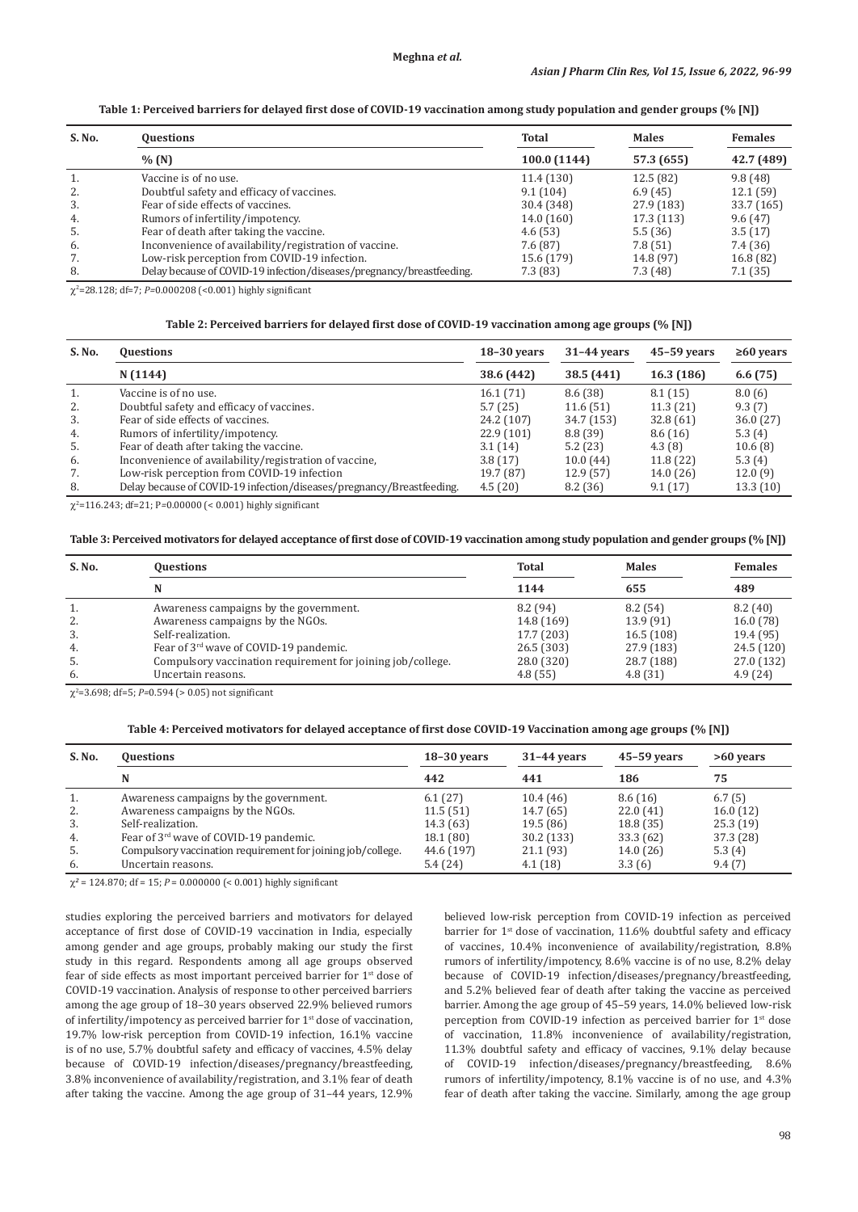**Table 1: Perceived barriers for delayed first dose of COVID-19 vaccination among study population and gender groups (% [N])**

| S. No. | Questions | Total | Males | Females |
|---|---|---|---|---|
| | % (N) | 100.0 (1144) | 57.3 (655) | 42.7 (489) |
| 1. | Vaccine is of no use. | 11.4 (130) | 12.5 (82) | 9.8 (48) |
| 2. | Doubtful safety and efficacy of vaccines. | 9.1 (104) | 6.9 (45) | 12.1 (59) |
| 3. | Fear of side effects of vaccines. | 30.4 (348) | 27.9 (183) | 33.7 (165) |
| 4. | Rumors of infertility/impotency. | 14.0 (160) | 17.3 (113) | 9.6 (47) |
| 5. | Fear of death after taking the vaccine. | 4.6 (53) | 5.5 (36) | 3.5 (17) |
| 6. | Inconvenience of availability/registration of vaccine. | 7.6 (87) | 7.8 (51) | 7.4 (36) |
| 7. | Low-risk perception from COVID-19 infection. | 15.6 (179) | 14.8 (97) | 16.8 (82) |
| 8. | Delay because of COVID-19 infection/diseases/pregnancy/breastfeeding. | 7.3 (83) | 7.3 (48) | 7.1 (35) |

$\chi^2$=28.128; df=7; $P$=0.000208 (<0.001) highly significant

**Table 2: Perceived barriers for delayed first dose of COVID-19 vaccination among age groups (% [N])**

| S. No. | Questions | 18–30 years | 31–44 years | 45–59 years | ≥60 years |
|---|---|---|---|---|---|
| | N (1144) | 38.6 (442) | 38.5 (441) | 16.3 (186) | 6.6 (75) |
| 1. | Vaccine is of no use. | 16.1 (71) | 8.6 (38) | 8.1 (15) | 8.0 (6) |
| 2. | Doubtful safety and efficacy of vaccines. | 5.7 (25) | 11.6 (51) | 11.3 (21) | 9.3 (7) |
| 3. | Fear of side effects of vaccines. | 24.2 (107) | 34.7 (153) | 32.8 (61) | 36.0 (27) |
| 4. | Rumors of infertility/impotency. | 22.9 (101) | 8.8 (39) | 8.6 (16) | 5.3 (4) |
| 5. | Fear of death after taking the vaccine. | 3.1 (14) | 5.2 (23) | 4.3 (8) | 10.6 (8) |
| 6. | Inconvenience of availability/registration of vaccine, | 3.8 (17) | 10.0 (44) | 11.8 (22) | 5.3 (4) |
| 7. | Low-risk perception from COVID-19 infection | 19.7 (87) | 12.9 (57) | 14.0 (26) | 12.0 (9) |
| 8. | Delay because of COVID-19 infection/diseases/pregnancy/Breastfeeding. | 4.5 (20) | 8.2 (36) | 9.1 (17) | 13.3 (10) |

$\chi^2$=116.243; df=21; P=0.00000 (< 0.001) highly significant

**Table 3: Perceived motivators for delayed acceptance of first dose of COVID-19 vaccination among study population and gender groups (% [N])**

| S. No. | Questions | Total | Males | Females |
|---|---|---|---|---|
| | N | 1144 | 655 | 489 |
| 1. | Awareness campaigns by the government. | 8.2 (94) | 8.2 (54) | 8.2 (40) |
| 2. | Awareness campaigns by the NGOs. | 14.8 (169) | 13.9 (91) | 16.0 (78) |
| 3. | Self-realization. | 17.7 (203) | 16.5 (108) | 19.4 (95) |
| 4. | Fear of 3rd wave of COVID-19 pandemic. | 26.5 (303) | 27.9 (183) | 24.5 (120) |
| 5. | Compulsory vaccination requirement for joining job/college. | 28.0 (320) | 28.7 (188) | 27.0 (132) |
| 6. | Uncertain reasons. | 4.8 (55) | 4.8 (31) | 4.9 (24) |

$\chi^2$=3.698; df=5; $P$=0.594 (> 0.05) not significant

**Table 4: Perceived motivators for delayed acceptance of first dose COVID-19 Vaccination among age groups (% [N])**

| S. No. | Questions | 18–30 years | 31–44 years | 45–59 years | >60 years |
|---|---|---|---|---|---|
| | N | 442 | 441 | 186 | 75 |
| 1. | Awareness campaigns by the government. | 6.1 (27) | 10.4 (46) | 8.6 (16) | 6.7 (5) |
| 2. | Awareness campaigns by the NGOs. | 11.5 (51) | 14.7 (65) | 22.0 (41) | 16.0 (12) |
| 3. | Self-realization. | 14.3 (63) | 19.5 (86) | 18.8 (35) | 25.3 (19) |
| 4. | Fear of 3rd wave of COVID-19 pandemic. | 18.1 (80) | 30.2 (133) | 33.3 (62) | 37.3 (28) |
| 5. | Compulsory vaccination requirement for joining job/college. | 44.6 (197) | 21.1 (93) | 14.0 (26) | 5.3 (4) |
| 6. | Uncertain reasons. | 5.4 (24) | 4.1 (18) | 3.3 (6) | 9.4 (7) |

$\chi^2$ = 124.870; df = 15; $P$ = 0.000000 (< 0.001) highly significant

studies exploring the perceived barriers and motivators for delayed acceptance of first dose of COVID-19 vaccination in India, especially among gender and age groups, probably making our study the first study in this regard. Respondents among all age groups observed fear of side effects as most important perceived barrier for 1st dose of COVID-19 vaccination. Analysis of response to other perceived barriers among the age group of 18–30 years observed 22.9% believed rumors of infertility/impotency as perceived barrier for 1st dose of vaccination, 19.7% low-risk perception from COVID-19 infection, 16.1% vaccine is of no use, 5.7% doubtful safety and efficacy of vaccines, 4.5% delay because of COVID-19 infection/diseases/pregnancy/breastfeeding, 3.8% inconvenience of availability/registration, and 3.1% fear of death after taking the vaccine. Among the age group of 31–44 years, 12.9% believed low-risk perception from COVID-19 infection as perceived barrier for 1st dose of vaccination, 11.6% doubtful safety and efficacy of vaccines, 10.4% inconvenience of availability/registration, 8.8% rumors of infertility/impotency, 8.6% vaccine is of no use, 8.2% delay because of COVID-19 infection/diseases/pregnancy/breastfeeding, and 5.2% believed fear of death after taking the vaccine as perceived barrier. Among the age group of 45–59 years, 14.0% believed low-risk perception from COVID-19 infection as perceived barrier for 1st dose of vaccination, 11.8% inconvenience of availability/registration, 11.3% doubtful safety and efficacy of vaccines, 9.1% delay because of COVID-19 infection/diseases/pregnancy/breastfeeding, 8.6% rumors of infertility/impotency, 8.1% vaccine is of no use, and 4.3% fear of death after taking the vaccine. Similarly, among the age group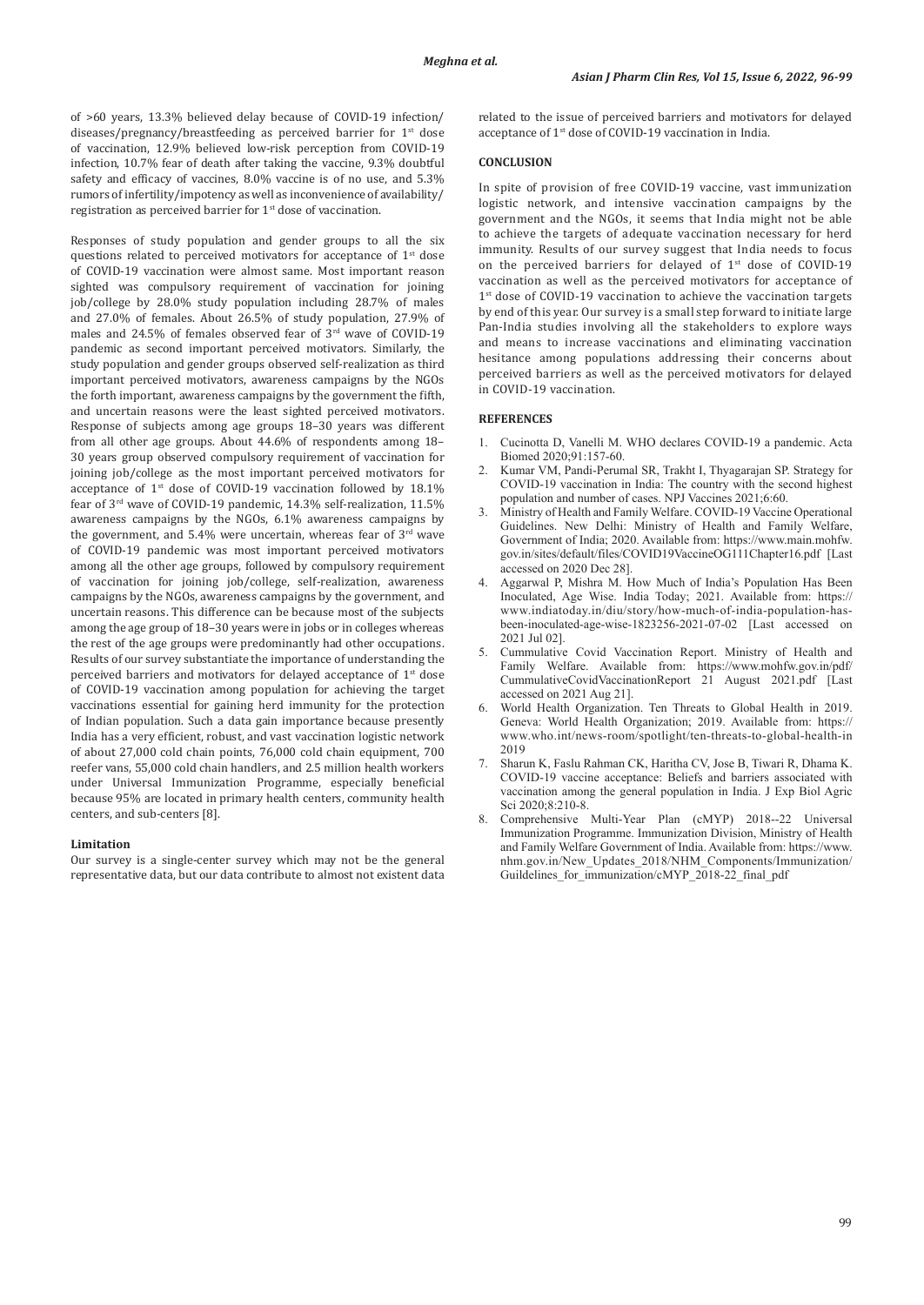of >60 years, 13.3% believed delay because of COVID-19 infection/diseases/pregnancy/breastfeeding as perceived barrier for 1st dose of vaccination, 12.9% believed low-risk perception from COVID-19 infection, 10.7% fear of death after taking the vaccine, 9.3% doubtful safety and efficacy of vaccines, 8.0% vaccine is of no use, and 5.3% rumors of infertility/impotency as well as inconvenience of availability/registration as perceived barrier for 1st dose of vaccination.

Responses of study population and gender groups to all the six questions related to perceived motivators for acceptance of 1st dose of COVID-19 vaccination were almost same. Most important reason sighted was compulsory requirement of vaccination for joining job/college by 28.0% study population including 28.7% of males and 27.0% of females. About 26.5% of study population, 27.9% of males and 24.5% of females observed fear of 3rd wave of COVID-19 pandemic as second important perceived motivators. Similarly, the study population and gender groups observed self-realization as third important perceived motivators, awareness campaigns by the NGOs the forth important, awareness campaigns by the government the fifth, and uncertain reasons were the least sighted perceived motivators. Response of subjects among age groups 18–30 years was different from all other age groups. About 44.6% of respondents among 18–30 years group observed compulsory requirement of vaccination for joining job/college as the most important perceived motivators for acceptance of 1st dose of COVID-19 vaccination followed by 18.1% fear of 3rd wave of COVID-19 pandemic, 14.3% self-realization, 11.5% awareness campaigns by the NGOs, 6.1% awareness campaigns by the government, and 5.4% were uncertain, whereas fear of 3rd wave of COVID-19 pandemic was most important perceived motivators among all the other age groups, followed by compulsory requirement of vaccination for joining job/college, self-realization, awareness campaigns by the NGOs, awareness campaigns by the government, and uncertain reasons. This difference can be because most of the subjects among the age group of 18–30 years were in jobs or in colleges whereas the rest of the age groups were predominantly had other occupations. Results of our survey substantiate the importance of understanding the perceived barriers and motivators for delayed acceptance of 1st dose of COVID-19 vaccination among population for achieving the target vaccinations essential for gaining herd immunity for the protection of Indian population. Such a data gain importance because presently India has a very efficient, robust, and vast vaccination logistic network of about 27,000 cold chain points, 76,000 cold chain equipment, 700 reefer vans, 55,000 cold chain handlers, and 2.5 million health workers under Universal Immunization Programme, especially beneficial because 95% are located in primary health centers, community health centers, and sub-centers [8].

#### Limitation

Our survey is a single-center survey which may not be the general representative data, but our data contribute to almost not existent data related to the issue of perceived barriers and motivators for delayed acceptance of 1st dose of COVID-19 vaccination in India.

## CONCLUSION

In spite of provision of free COVID-19 vaccine, vast immunization logistic network, and intensive vaccination campaigns by the government and the NGOs, it seems that India might not be able to achieve the targets of adequate vaccination necessary for herd immunity. Results of our survey suggest that India needs to focus on the perceived barriers for delayed of 1st dose of COVID-19 vaccination as well as the perceived motivators for acceptance of 1st dose of COVID-19 vaccination to achieve the vaccination targets by end of this year. Our survey is a small step forward to initiate large Pan-India studies involving all the stakeholders to explore ways and means to increase vaccinations and eliminating vaccination hesitance among populations addressing their concerns about perceived barriers as well as the perceived motivators for delayed in COVID-19 vaccination.

## REFERENCES

1. Cucinotta D, Vanelli M. WHO declares COVID-19 a pandemic. Acta Biomed 2020;91:157-60.
2. Kumar VM, Pandi-Perumal SR, Trakht I, Thyagarajan SP. Strategy for COVID-19 vaccination in India: The country with the second highest population and number of cases. NPJ Vaccines 2021;6:60.
3. Ministry of Health and Family Welfare. COVID-19 Vaccine Operational Guidelines. New Delhi: Ministry of Health and Family Welfare, Government of India; 2020. Available from: https://www.main.mohfw.gov.in/sites/default/files/COVID19VaccineOG111Chapter16.pdf [Last accessed on 2020 Dec 28].
4. Aggarwal P, Mishra M. How Much of India's Population Has Been Inoculated, Age Wise. India Today; 2021. Available from: https://www.indiatoday.in/diu/story/how-much-of-india-population-has-been-inoculated-age-wise-1823256-2021-07-02 [Last accessed on 2021 Jul 02].
5. Cummulative Covid Vaccination Report. Ministry of Health and Family Welfare. Available from: https://www.mohfw.gov.in/pdf/CummulativeCovidVaccinationReport 21 August 2021.pdf [Last accessed on 2021 Aug 21].
6. World Health Organization. Ten Threats to Global Health in 2019. Geneva: World Health Organization; 2019. Available from: https://www.who.int/news-room/spotlight/ten-threats-to-global-health-in 2019
7. Sharun K, Faslu Rahman CK, Haritha CV, Jose B, Tiwari R, Dhama K. COVID-19 vaccine acceptance: Beliefs and barriers associated with vaccination among the general population in India. J Exp Biol Agric Sci 2020;8:210-8.
8. Comprehensive Multi-Year Plan (cMYP) 2018--22 Universal Immunization Programme. Immunization Division, Ministry of Health and Family Welfare Government of India. Available from: https://www.nhm.gov.in/New_Updates_2018/NHM_Components/Immunization/Guildelines_for_immunization/cMYP_2018-22_final_pdf